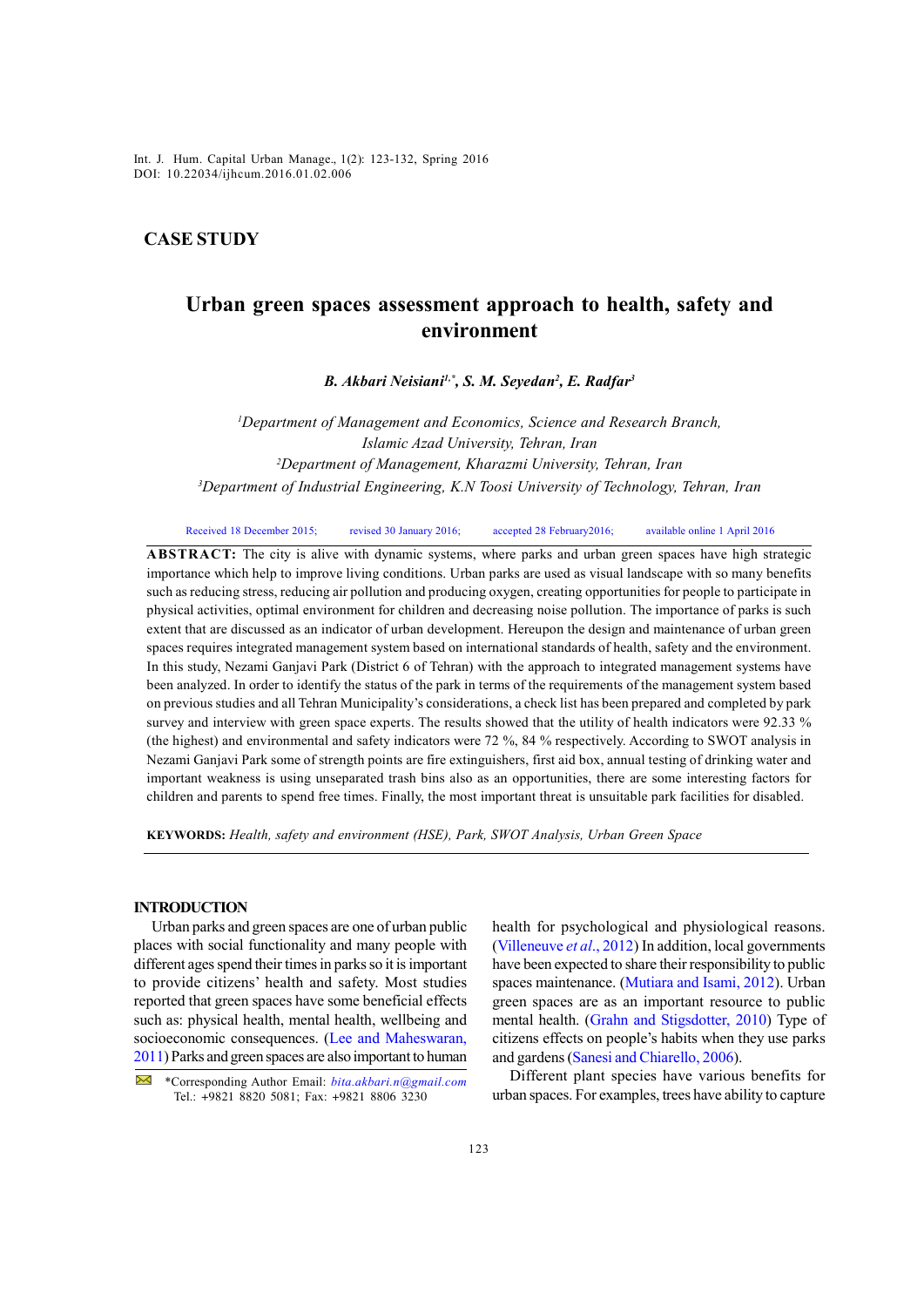CASE STUDY

# Urban green spaces assessment approach to health, safety and environment

***B. Akbari Neisiani[1,\*], S. M. Seyedan[2], E. Radfar[3]***

*[1]Department of Management and Economics, Science and Research Branch, Islamic Azad University, Tehran, Iran*
*[2]Department of Management, Kharazmi University, Tehran, Iran*
*[3]Department of Industrial Engineering, K.N Toosi University of Technology, Tehran, Iran*

Received 18 December 2015; revised 30 January 2016; accepted 28 February2016; available online 1 April 2016

**ABSTRACT:** The city is alive with dynamic systems, where parks and urban green spaces have high strategic importance which help to improve living conditions. Urban parks are used as visual landscape with so many benefits such as reducing stress, reducing air pollution and producing oxygen, creating opportunities for people to participate in physical activities, optimal environment for children and decreasing noise pollution. The importance of parks is such extent that are discussed as an indicator of urban development. Hereupon the design and maintenance of urban green spaces requires integrated management system based on international standards of health, safety and the environment. In this study, Nezami Ganjavi Park (District 6 of Tehran) with the approach to integrated management systems have been analyzed. In order to identify the status of the park in terms of the requirements of the management system based on previous studies and all Tehran Municipality's considerations, a check list has been prepared and completed by park survey and interview with green space experts. The results showed that the utility of health indicators were 92.33 % (the highest) and environmental and safety indicators were 72 %, 84 % respectively. According to SWOT analysis in Nezami Ganjavi Park some of strength points are fire extinguishers, first aid box, annual testing of drinking water and important weakness is using unseparated trash bins also as an opportunities, there are some interesting factors for children and parents to spend free times. Finally, the most important threat is unsuitable park facilities for disabled.

**KEYWORDS:** *Health, safety and environment (HSE), Park, SWOT Analysis, Urban Green Space*

## INTRODUCTION

Urban parks and green spaces are one of urban public places with social functionality and many people with different ages spend their times in parks so it is important to provide citizens' health and safety. Most studies reported that green spaces have some beneficial effects such as: physical health, mental health, wellbeing and socioeconomic consequences. (Lee and Maheswaran, 2011) Parks and green spaces are also important to human health for psychological and physiological reasons. (Villeneuve *et al*., 2012) In addition, local governments have been expected to share their responsibility to public spaces maintenance. (Mutiara and Isami, 2012). Urban green spaces are as an important resource to public mental health. (Grahn and Stigsdotter, 2010) Type of citizens effects on people's habits when they use parks and gardens (Sanesi and Chiarello, 2006).

Different plant species have various benefits for urban spaces. For examples, trees have ability to capture

\*Corresponding Author Email: *bita.akbari.n@gmail.com*
Tel.: +9821 8820 5081; Fax: +9821 8806 3230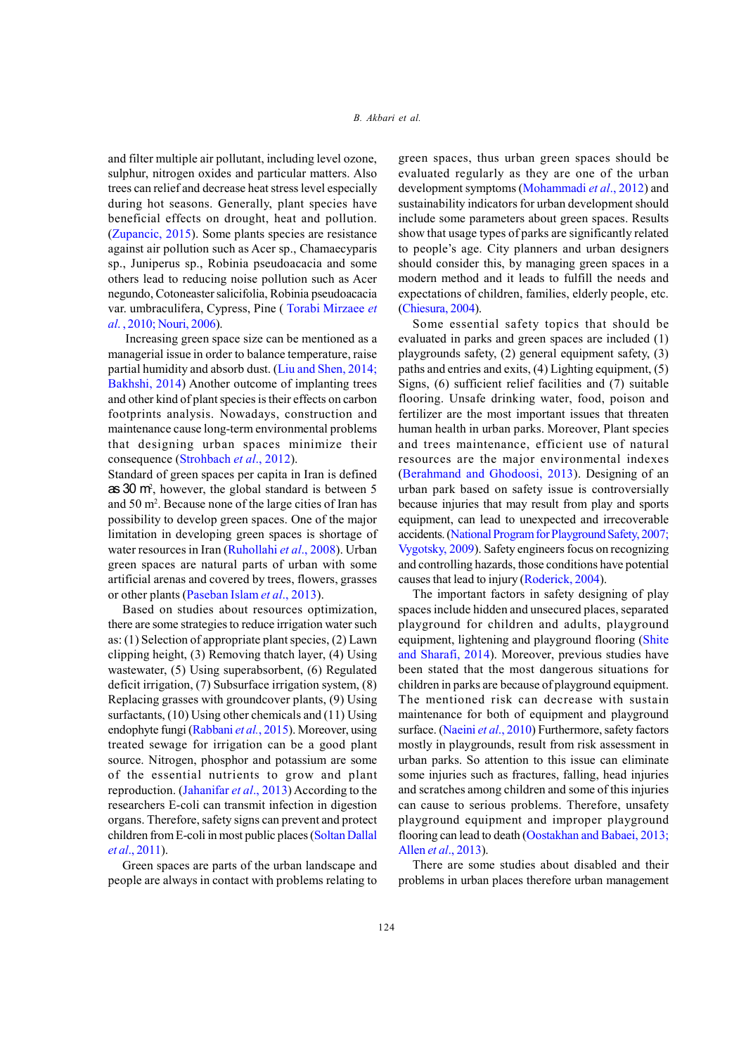and filter multiple air pollutant, including level ozone, sulphur, nitrogen oxides and particular matters. Also trees can relief and decrease heat stress level especially during hot seasons. Generally, plant species have beneficial effects on drought, heat and pollution. (Zupancic, 2015). Some plants species are resistance against air pollution such as Acer sp., Chamaecyparis sp., Juniperus sp., Robinia pseudoacacia and some others lead to reducing noise pollution such as Acer negundo, Cotoneaster salicifolia, Robinia pseudoacacia var. umbraculifera, Cypress, Pine ( Torabi Mirzaee *et al.* , 2010; Nouri, 2006).

Increasing green space size can be mentioned as a managerial issue in order to balance temperature, raise partial humidity and absorb dust. (Liu and Shen, 2014; Bakhshi, 2014) Another outcome of implanting trees and other kind of plant species is their effects on carbon footprints analysis. Nowadays, construction and maintenance cause long-term environmental problems that designing urban spaces minimize their consequence (Strohbach *et al.*, 2012).

Standard of green spaces per capita in Iran is defined as 30 $m^2$, however, the global standard is between 5 and 50 $m^2$. Because none of the large cities of Iran has possibility to develop green spaces. One of the major limitation in developing green spaces is shortage of water resources in Iran (Ruhollahi *et al.*, 2008). Urban green spaces are natural parts of urban with some artificial arenas and covered by trees, flowers, grasses or other plants (Paseban Islam *et al.*, 2013).

Based on studies about resources optimization, there are some strategies to reduce irrigation water such as: (1) Selection of appropriate plant species, (2) Lawn clipping height, (3) Removing thatch layer, (4) Using wastewater, (5) Using superabsorbent, (6) Regulated deficit irrigation, (7) Subsurface irrigation system, (8) Replacing grasses with groundcover plants, (9) Using surfactants, (10) Using other chemicals and (11) Using endophyte fungi (Rabbani *et al.*, 2015). Moreover, using treated sewage for irrigation can be a good plant source. Nitrogen, phosphor and potassium are some of the essential nutrients to grow and plant reproduction. (Jahanifar *et al.*, 2013) According to the researchers E-coli can transmit infection in digestion organs. Therefore, safety signs can prevent and protect children from E-coli in most public places (Soltan Dallal *et al.*, 2011).

Green spaces are parts of the urban landscape and people are always in contact with problems relating to green spaces, thus urban green spaces should be evaluated regularly as they are one of the urban development symptoms (Mohammadi *et al.*, 2012) and sustainability indicators for urban development should include some parameters about green spaces. Results show that usage types of parks are significantly related to people's age. City planners and urban designers should consider this, by managing green spaces in a modern method and it leads to fulfill the needs and expectations of children, families, elderly people, etc. (Chiesura, 2004).

Some essential safety topics that should be evaluated in parks and green spaces are included (1) playgrounds safety, (2) general equipment safety, (3) paths and entries and exits, (4) Lighting equipment, (5) Signs, (6) sufficient relief facilities and (7) suitable flooring. Unsafe drinking water, food, poison and fertilizer are the most important issues that threaten human health in urban parks. Moreover, Plant species and trees maintenance, efficient use of natural resources are the major environmental indexes (Berahmand and Ghodoosi, 2013). Designing of an urban park based on safety issue is controversially because injuries that may result from play and sports equipment, can lead to unexpected and irrecoverable accidents. (National Program for Playground Safety, 2007; Vygotsky, 2009). Safety engineers focus on recognizing and controlling hazards, those conditions have potential causes that lead to injury (Roderick, 2004).

The important factors in safety designing of play spaces include hidden and unsecured places, separated playground for children and adults, playground equipment, lightening and playground flooring (Shite and Sharafi, 2014). Moreover, previous studies have been stated that the most dangerous situations for children in parks are because of playground equipment. The mentioned risk can decrease with sustain maintenance for both of equipment and playground surface. (Naeini *et al.*, 2010) Furthermore, safety factors mostly in playgrounds, result from risk assessment in urban parks. So attention to this issue can eliminate some injuries such as fractures, falling, head injuries and scratches among children and some of this injuries can cause to serious problems. Therefore, unsafety playground equipment and improper playground flooring can lead to death (Oostakhan and Babaei, 2013; Allen *et al.*, 2013).

There are some studies about disabled and their problems in urban places therefore urban management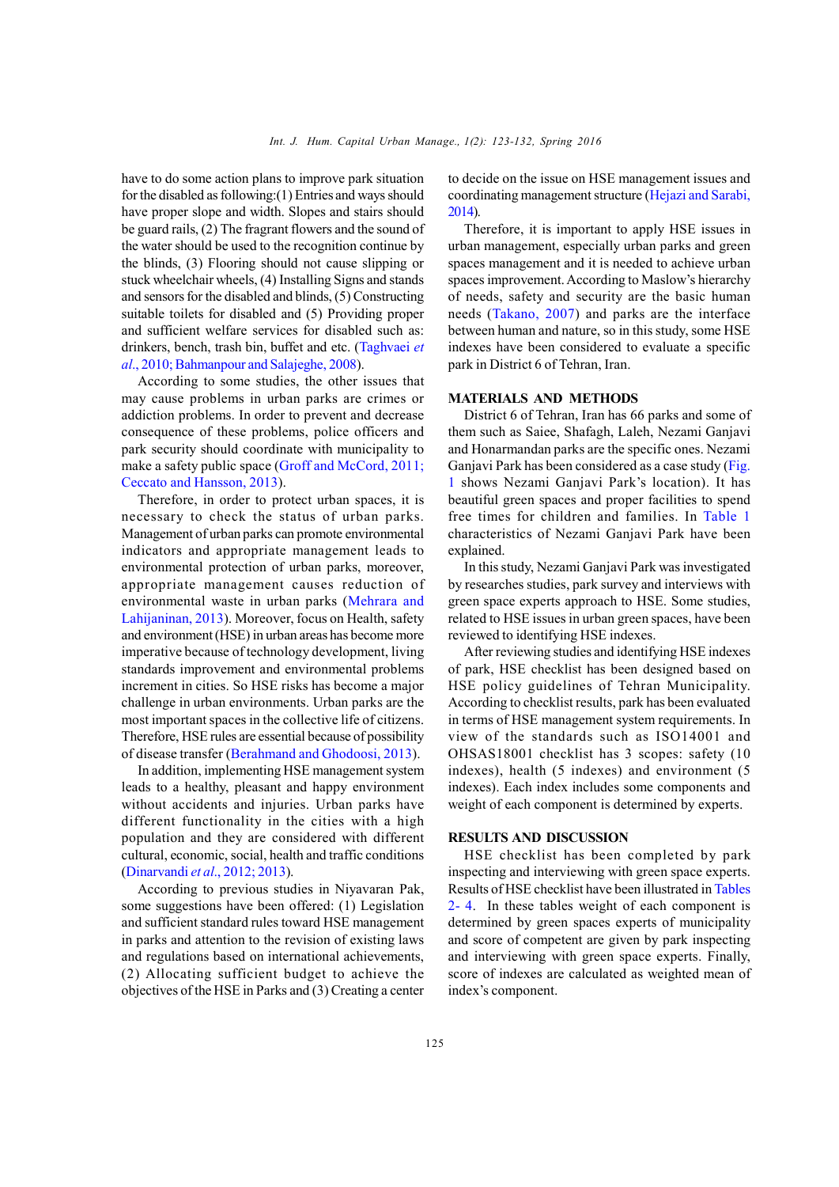have to do some action plans to improve park situation for the disabled as following:(1) Entries and ways should have proper slope and width. Slopes and stairs should be guard rails, (2) The fragrant flowers and the sound of the water should be used to the recognition continue by the blinds, (3) Flooring should not cause slipping or stuck wheelchair wheels, (4) Installing Signs and stands and sensors for the disabled and blinds, (5) Constructing suitable toilets for disabled and (5) Providing proper and sufficient welfare services for disabled such as: drinkers, bench, trash bin, buffet and etc. (Taghvaei *et al*., 2010; Bahmanpour and Salajeghe, 2008).

According to some studies, the other issues that may cause problems in urban parks are crimes or addiction problems. In order to prevent and decrease consequence of these problems, police officers and park security should coordinate with municipality to make a safety public space (Groff and McCord, 2011; Ceccato and Hansson, 2013).

Therefore, in order to protect urban spaces, it is necessary to check the status of urban parks. Management of urban parks can promote environmental indicators and appropriate management leads to environmental protection of urban parks, moreover, appropriate management causes reduction of environmental waste in urban parks (Mehrara and Lahijaninan, 2013). Moreover, focus on Health, safety and environment (HSE) in urban areas has become more imperative because of technology development, living standards improvement and environmental problems increment in cities. So HSE risks has become a major challenge in urban environments. Urban parks are the most important spaces in the collective life of citizens. Therefore, HSE rules are essential because of possibility of disease transfer (Berahmand and Ghodoosi, 2013).

In addition, implementing HSE management system leads to a healthy, pleasant and happy environment without accidents and injuries. Urban parks have different functionality in the cities with a high population and they are considered with different cultural, economic, social, health and traffic conditions (Dinarvandi *et al*., 2012; 2013).

According to previous studies in Niyavaran Pak, some suggestions have been offered: (1) Legislation and sufficient standard rules toward HSE management in parks and attention to the revision of existing laws and regulations based on international achievements, (2) Allocating sufficient budget to achieve the objectives of the HSE in Parks and (3) Creating a center to decide on the issue on HSE management issues and coordinating management structure (Hejazi and Sarabi, 2014).

Therefore, it is important to apply HSE issues in urban management, especially urban parks and green spaces management and it is needed to achieve urban spaces improvement. According to Maslow's hierarchy of needs, safety and security are the basic human needs (Takano, 2007) and parks are the interface between human and nature, so in this study, some HSE indexes have been considered to evaluate a specific park in District 6 of Tehran, Iran.

## MATERIALS AND METHODS

District 6 of Tehran, Iran has 66 parks and some of them such as Saiee, Shafagh, Laleh, Nezami Ganjavi and Honarmandan parks are the specific ones. Nezami Ganjavi Park has been considered as a case study (Fig. 1 shows Nezami Ganjavi Park's location). It has beautiful green spaces and proper facilities to spend free times for children and families. In Table 1 characteristics of Nezami Ganjavi Park have been explained.

In this study, Nezami Ganjavi Park was investigated by researches studies, park survey and interviews with green space experts approach to HSE. Some studies, related to HSE issues in urban green spaces, have been reviewed to identifying HSE indexes.

After reviewing studies and identifying HSE indexes of park, HSE checklist has been designed based on HSE policy guidelines of Tehran Municipality. According to checklist results, park has been evaluated in terms of HSE management system requirements. In view of the standards such as ISO14001 and OHSAS18001 checklist has 3 scopes: safety (10 indexes), health (5 indexes) and environment (5 indexes). Each index includes some components and weight of each component is determined by experts.

## RESULTS AND DISCUSSION

HSE checklist has been completed by park inspecting and interviewing with green space experts. Results of HSE checklist have been illustrated in Tables 2- 4. In these tables weight of each component is determined by green spaces experts of municipality and score of competent are given by park inspecting and interviewing with green space experts. Finally, score of indexes are calculated as weighted mean of index's component.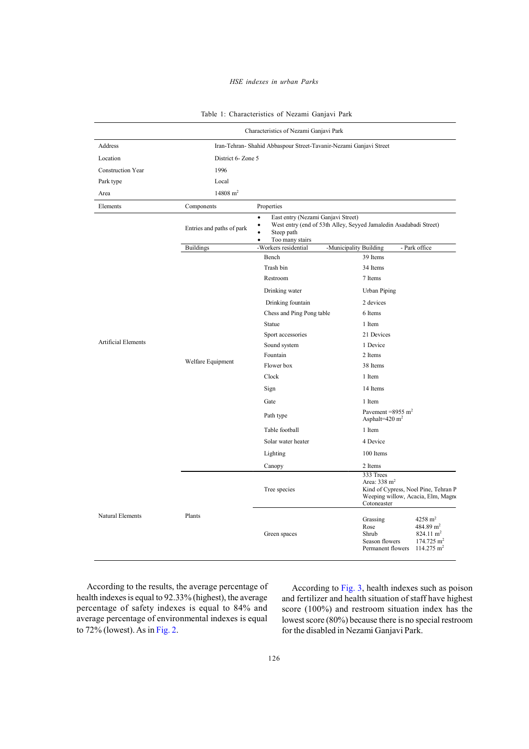Table 1: Characteristics of Nezami Ganjavi Park

| Characteristics of Nezami Ganjavi Park | | | |
|---|---|---|---|
| Address | Iran-Tehran- Shahid Abbaspour Street-Tavanir-Nezami Ganjavi Street | | |
| Location | District 6- Zone 5 | | |
| Construction Year | 1996 | | |
| Park type | Local | | |
| Area | 14808 $m^2$ | | |
| Elements | Components | Properties | |
| Artificial Elements | Entries and paths of park | • East entry (Nezami Ganjavi Street) • West entry (end of 53th Alley, Seyyed Jamaledin Asadabadi Street) • Steep path • Too many stairs | |
| | Buildings | -Workers residential -Municipality Building - Park office | |
| | Welfare Equipment | Bench | 39 Items |
| | | Trash bin | 34 Items |
| | | Restroom | 7 Items |
| | | Drinking water | Urban Piping |
| | | Drinking fountain | 2 devices |
| | | Chess and Ping Pong table | 6 Items |
| | | Statue | 1 Item |
| | | Sport accessories | 21 Devices |
| | | Sound system | 1 Device |
| | | Fountain | 2 Items |
| | | Flower box | 38 Items |
| | | Clock | 1 Item |
| | | Sign | 14 Items |
| | | Gate | 1 Item |
| | | Path type | Pavement =8955 $m^2$ Asphalt=420 $m^2$ |
| | | Table football | 1 Item |
| | | Solar water heater | 4 Device |
| | | Lighting | 100 Items |
| | | Canopy | 2 Items |
| Natural Elements | Plants | Tree species | 333 Trees Area: 338 $m^2$ Kind of Cypress, Noel Pine, Tehran P Weeping willow, Acacia, Elm, Magn Cotoneaster |
| | | Green spaces | Grassing 4258 $m^2$ Rose 484.89 $m^2$ Shrub 824.11 $m^2$ Season flowers 174.725 $m^2$ Permanent flowers 114.275 $m^2$ |

According to the results, the average percentage of health indexes is equal to 92.33% (highest), the average percentage of safety indexes is equal to 84% and average percentage of environmental indexes is equal to 72% (lowest). As in Fig. 2.

According to Fig. 3, health indexes such as poison and fertilizer and health situation of staff have highest score (100%) and restroom situation index has the lowest score (80%) because there is no special restroom for the disabled in Nezami Ganjavi Park.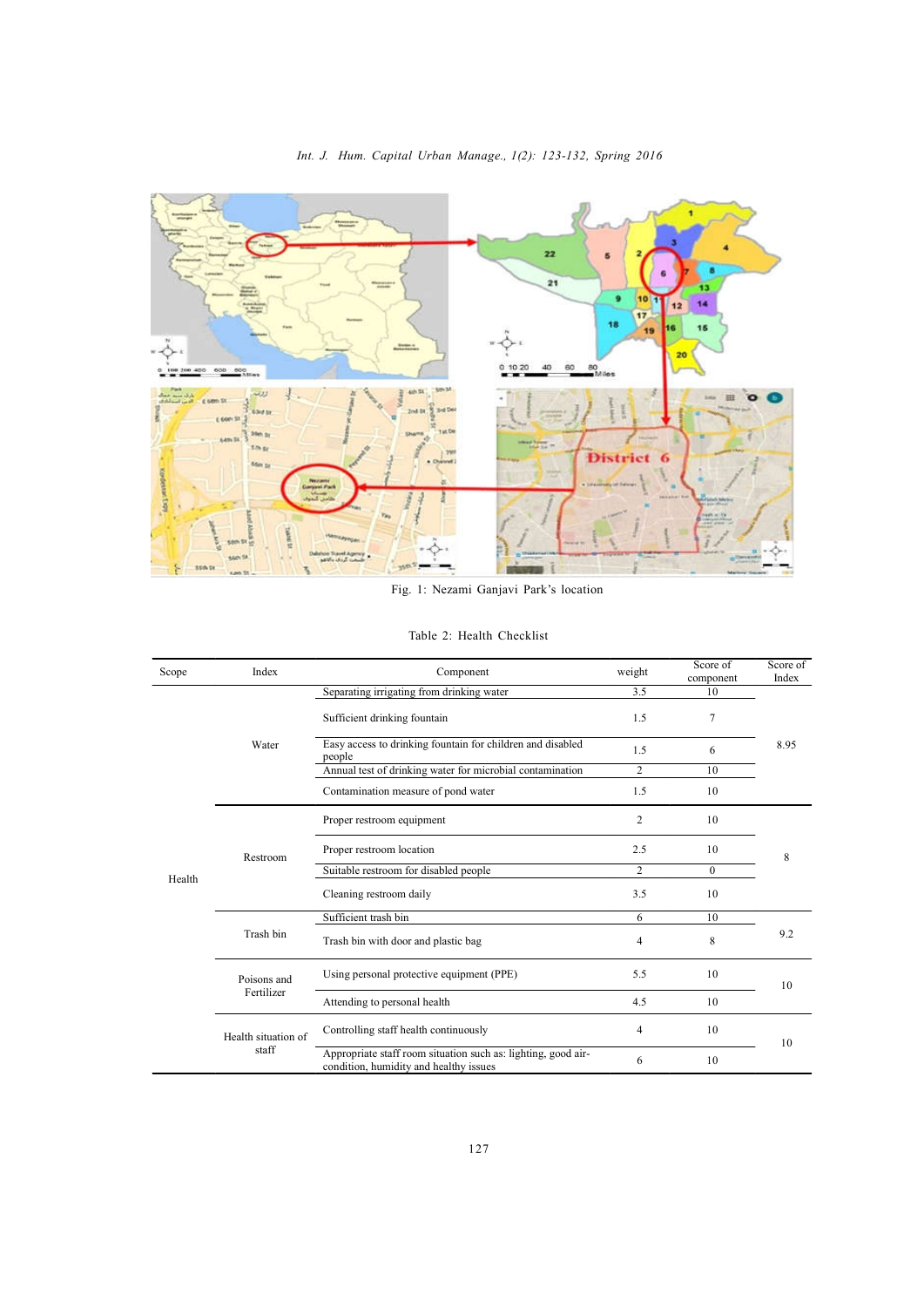Fig. 1: Nezami Ganjavi Park's location

Table 2: Health Checklist

| Scope | Index | Component | weight | Score of component | Score of Index |
|---|---|---|---|---|---|
| Health | Water | Separating irrigating from drinking water | 3.5 | 10 | 8.95 |
| | | Sufficient drinking fountain | 1.5 | 7 | |
| | | Easy access to drinking fountain for children and disabled people | 1.5 | 6 | |
| | | Annual test of drinking water for microbial contamination | 2 | 10 | |
| | | Contamination measure of pond water | 1.5 | 10 | |
| | Restroom | Proper restroom equipment | 2 | 10 | 8 |
| | | Proper restroom location | 2.5 | 10 | |
| | | Suitable restroom for disabled people | 2 | 0 | |
| | | Cleaning restroom daily | 3.5 | 10 | |
| | Trash bin | Sufficient trash bin | 6 | 10 | 9.2 |
| | | Trash bin with door and plastic bag | 4 | 8 | |
| | Poisons and Fertilizer | Using personal protective equipment (PPE) | 5.5 | 10 | 10 |
| | | Attending to personal health | 4.5 | 10 | |
| | Health situation of staff | Controlling staff health continuously | 4 | 10 | 10 |
| | | Appropriate staff room situation such as: lighting, good air-condition, humidity and healthy issues | 6 | 10 | |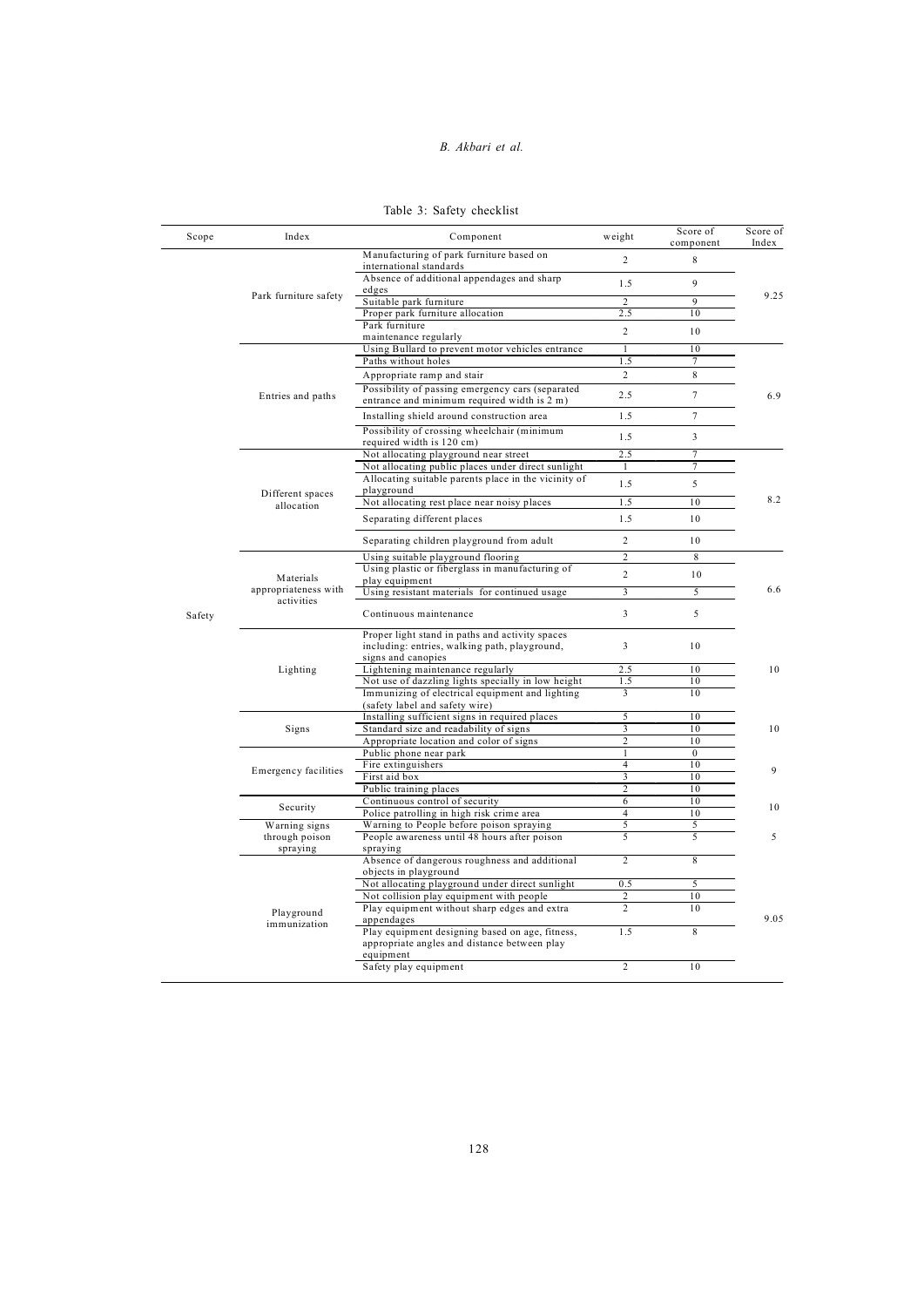Table 3: Safety checklist

| Scope | Index | Component | weight | Score of component | Score of Index |
|---|---|---|---|---|---|
| Safety | Park furniture safety | Manufacturing of park furniture based on international standards | 2 | 8 | 9.25 |
| | | Absence of additional appendages and sharp edges | 1.5 | 9 | |
| | | Suitable park furniture | 2 | 9 | |
| | | Proper park furniture allocation | 2.5 | 10 | |
| | | Park furniture maintenance regularly | 2 | 10 | |
| | Entries and paths | Using Bullard to prevent motor vehicles entrance | 1 | 10 | 6.9 |
| | | Paths without holes | 1.5 | 7 | |
| | | Appropriate ramp and stair | 2 | 8 | |
| | | Possibility of passing emergency cars (separated entrance and minimum required width is 2 m) | 2.5 | 7 | |
| | | Installing shield around construction area | 1.5 | 7 | |
| | | Possibility of crossing wheelchair (minimum required width is 120 cm) | 1.5 | 3 | |
| | Different spaces allocation | Not allocating playground near street | 2.5 | 7 | 8.2 |
| | | Not allocating public places under direct sunlight | 1 | 7 | |
| | | Allocating suitable parents place in the vicinity of playground | 1.5 | 5 | |
| | | Not allocating rest place near noisy places | 1.5 | 10 | |
| | | Separating different places | 1.5 | 10 | |
| | | Separating children playground from adult | 2 | 10 | |
| | Materials appropriateness with activities | Using suitable playground flooring | 2 | 8 | 6.6 |
| | | Using plastic or fiberglass in manufacturing of play equipment | 2 | 10 | |
| | | Using resistant materials for continued usage | 3 | 5 | |
| | | Continuous maintenance | 3 | 5 | |
| | Lighting | Proper light stand in paths and activity spaces including: entries, walking path, playground, signs and canopies | 3 | 10 | 10 |
| | | Lightening maintenance regularly | 2.5 | 10 | |
| | | Not use of dazzling lights specially in low height | 1.5 | 10 | |
| | | Immunizing of electrical equipment and lighting (safety label and safety wire) | 3 | 10 | |
| | Signs | Installing sufficient signs in required places | 5 | 10 | 10 |
| | | Standard size and readability of signs | 3 | 10 | |
| | | Appropriate location and color of signs | 2 | 10 | |
| | Emergency facilities | Public phone near park | 1 | 0 | 9 |
| | | Fire extinguishers | 4 | 10 | |
| | | First aid box | 3 | 10 | |
| | | Public training places | 2 | 10 | |
| | Security | Continuous control of security | 6 | 10 | 10 |
| | | Police patrolling in high risk crime area | 4 | 10 | |
| | Warning signs through poison spraying | Warning to People before poison spraying | 5 | 5 | 5 |
| | | People awareness until 48 hours after poison spraying | 5 | 5 | |
| | Playground immunization | Absence of dangerous roughness and additional objects in playground | 2 | 8 | 9.05 |
| | | Not allocating playground under direct sunlight | 0.5 | 5 | |
| | | Not collision play equipment with people | 2 | 10 | |
| | | Play equipment without sharp edges and extra appendages | 2 | 10 | |
| | | Play equipment designing based on age, fitness, appropriate angles and distance between play equipment | 1.5 | 8 | |
| | | Safety play equipment | 2 | 10 | |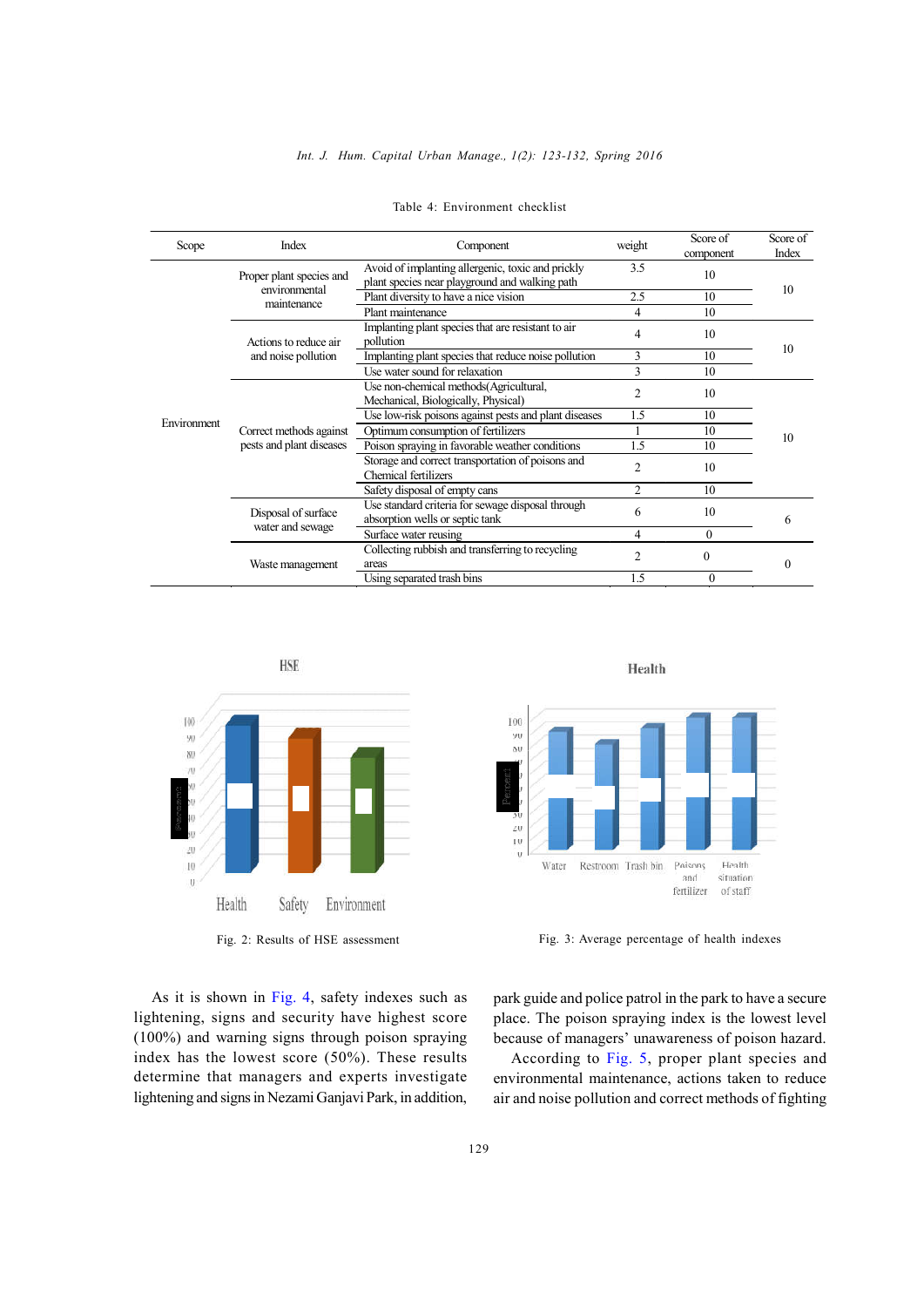Table 4: Environment checklist

| Scope | Index | Component | weight | Score of component | Score of Index |
|---|---|---|---|---|---|
| Environment | Proper plant species and environmental maintenance | Avoid of implanting allergenic, toxic and prickly plant species near playground and walking path | 3.5 | 10 | 10 |
| | | Plant diversity to have a nice vision | 2.5 | 10 | |
| | | Plant maintenance | 4 | 10 | |
| | Actions to reduce air and noise pollution | Implanting plant species that are resistant to air pollution | 4 | 10 | 10 |
| | | Implanting plant species that reduce noise pollution | 3 | 10 | |
| | | Use water sound for relaxation | 3 | 10 | |
| | Correct methods against pests and plant diseases | Use non-chemical methods(Agricultural, Mechanical, Biologically, Physical) | 2 | 10 | 10 |
| | | Use low-risk poisons against pests and plant diseases | 1.5 | 10 | |
| | | Optimum consumption of fertilizers | 1 | 10 | |
| | | Poison spraying in favorable weather conditions | 1.5 | 10 | |
| | | Storage and correct transportation of poisons and Chemical fertilizers | 2 | 10 | |
| | | Safety disposal of empty cans | 2 | 10 | |
| | Disposal of surface water and sewage | Use standard criteria for sewage disposal through absorption wells or septic tank | 6 | 10 | 6 |
| | | Surface water reusing | 4 | 0 | |
| | Waste management | Collecting rubbish and transferring to recycling areas | 2 | 0 | 0 |
| | | Using separated trash bins | 1.5 | 0 | |

Fig. 2: Results of HSE assessment

Fig. 3: Average percentage of health indexes

As it is shown in Fig. 4, safety indexes such as lightening, signs and security have highest score (100%) and warning signs through poison spraying index has the lowest score (50%). These results determine that managers and experts investigate lightening and signs in Nezami Ganjavi Park, in addition, park guide and police patrol in the park to have a secure place. The poison spraying index is the lowest level because of managers' unawareness of poison hazard.

According to Fig. 5, proper plant species and environmental maintenance, actions taken to reduce air and noise pollution and correct methods of fighting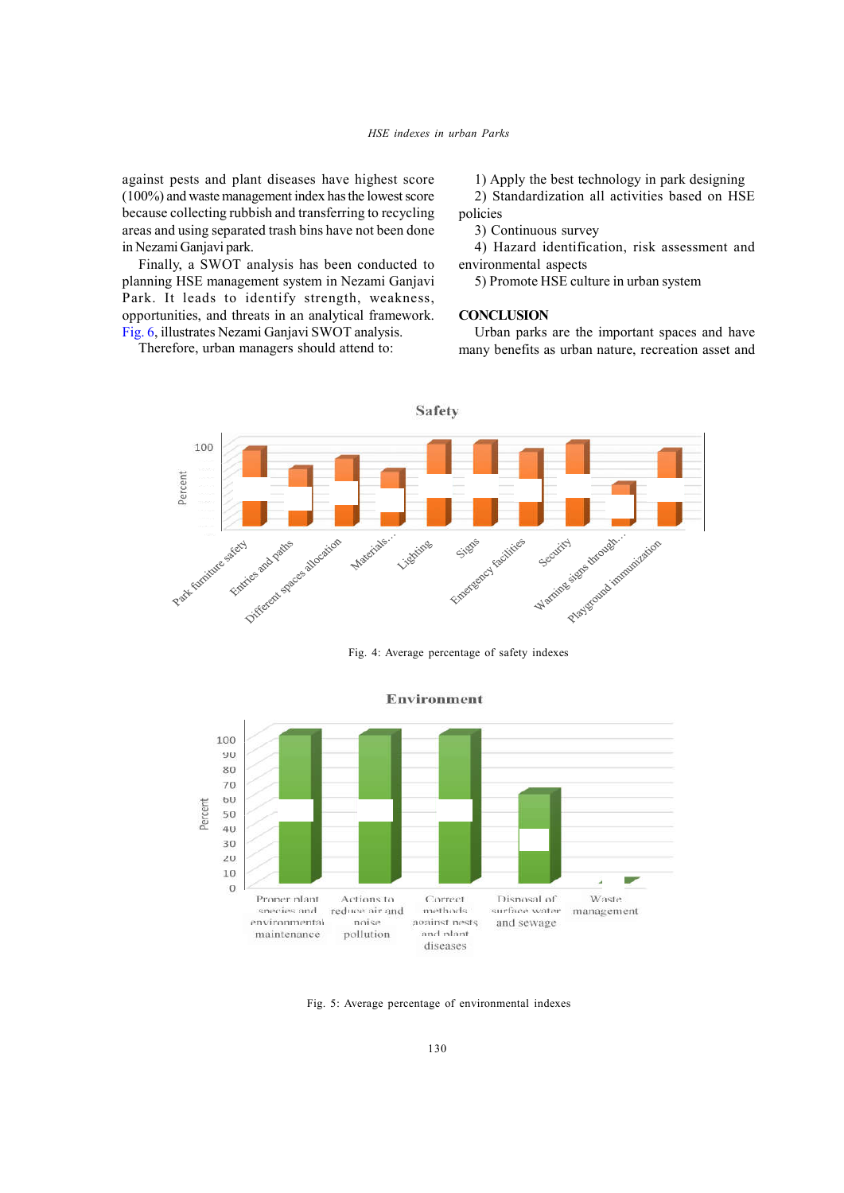against pests and plant diseases have highest score (100%) and waste management index has the lowest score because collecting rubbish and transferring to recycling areas and using separated trash bins have not been done in Nezami Ganjavi park.

Finally, a SWOT analysis has been conducted to planning HSE management system in Nezami Ganjavi Park. It leads to identify strength, weakness, opportunities, and threats in an analytical framework. Fig. 6, illustrates Nezami Ganjavi SWOT analysis.

Therefore, urban managers should attend to:

1) Apply the best technology in park designing
2) Standardization all activities based on HSE policies
3) Continuous survey
4) Hazard identification, risk assessment and environmental aspects
5) Promote HSE culture in urban system

## CONCLUSION

Urban parks are the important spaces and have many benefits as urban nature, recreation asset and

Fig. 4: Average percentage of safety indexes

Fig. 5: Average percentage of environmental indexes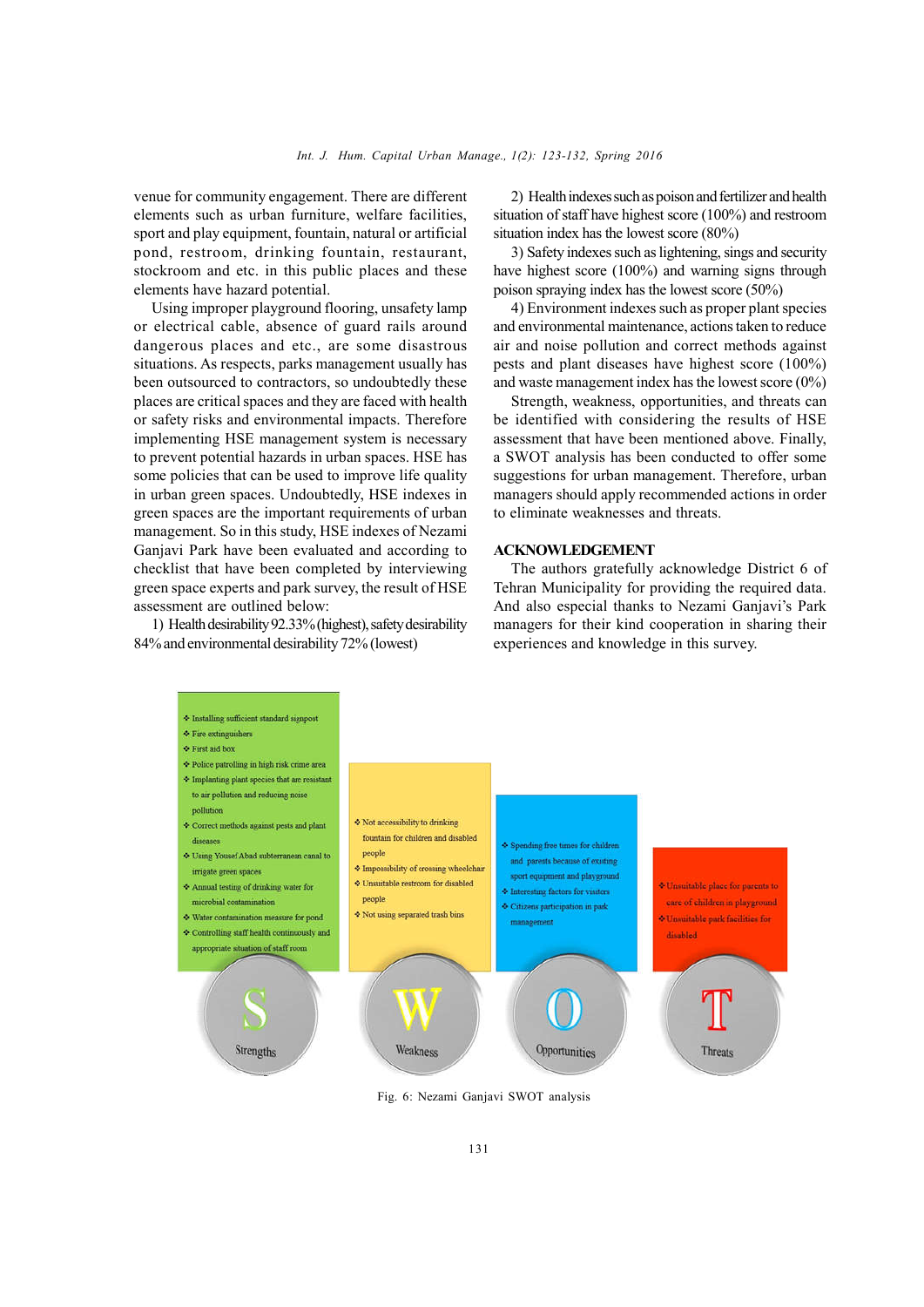venue for community engagement. There are different elements such as urban furniture, welfare facilities, sport and play equipment, fountain, natural or artificial pond, restroom, drinking fountain, restaurant, stockroom and etc. in this public places and these elements have hazard potential.

Using improper playground flooring, unsafety lamp or electrical cable, absence of guard rails around dangerous places and etc., are some disastrous situations. As respects, parks management usually has been outsourced to contractors, so undoubtedly these places are critical spaces and they are faced with health or safety risks and environmental impacts. Therefore implementing HSE management system is necessary to prevent potential hazards in urban spaces. HSE has some policies that can be used to improve life quality in urban green spaces. Undoubtedly, HSE indexes in green spaces are the important requirements of urban management. So in this study, HSE indexes of Nezami Ganjavi Park have been evaluated and according to checklist that have been completed by interviewing green space experts and park survey, the result of HSE assessment are outlined below:

1) Health desirability 92.33% (highest), safety desirability 84% and environmental desirability 72% (lowest)

2) Health indexes such as poison and fertilizer and health situation of staff have highest score (100%) and restroom situation index has the lowest score (80%)

3) Safety indexes such as lightening, sings and security have highest score (100%) and warning signs through poison spraying index has the lowest score (50%)

4) Environment indexes such as proper plant species and environmental maintenance, actions taken to reduce air and noise pollution and correct methods against pests and plant diseases have highest score (100%) and waste management index has the lowest score (0%)

Strength, weakness, opportunities, and threats can be identified with considering the results of HSE assessment that have been mentioned above. Finally, a SWOT analysis has been conducted to offer some suggestions for urban management. Therefore, urban managers should apply recommended actions in order to eliminate weaknesses and threats.

## ACKNOWLEDGEMENT

The authors gratefully acknowledge District 6 of Tehran Municipality for providing the required data. And also especial thanks to Nezami Ganjavi's Park managers for their kind cooperation in sharing their experiences and knowledge in this survey.

| Strengths | Weakness | Opportunities | Threats |
|---|---|---|---|
| ❖ Installing sufficient standard signpost<br>❖ Fire extinguishers<br>❖ First aid box<br>❖ Police patrolling in high risk crime area<br>❖ Implanting plant species that are resistant to air pollution and reducing noise pollution<br>❖ Correct methods against pests and plant diseases<br>❖ Using Yousef Abad subterranean canal to irrigate green spaces<br>❖ Annual testing of drinking water for microbial contamination<br>❖ Water contamination measure for pond<br>❖ Controlling staff health continuously and appropriate situation of staff room | ❖ Not accessibility to drinking fountain for children and disabled people<br>❖ Impossibility of crossing wheelchair<br>❖ Unsuitable restroom for disabled people<br>❖ Not using separated trash bins | ❖ Spending free times for children and parents because of existing sport equipment and playground<br>❖ Interesting factors for visitors<br>❖ Citizens participation in park management | ❖ Unsuitable place for parents to care of children in playground<br>❖ Unsuitable park facilities for disabled |

Fig. 6: Nezami Ganjavi SWOT analysis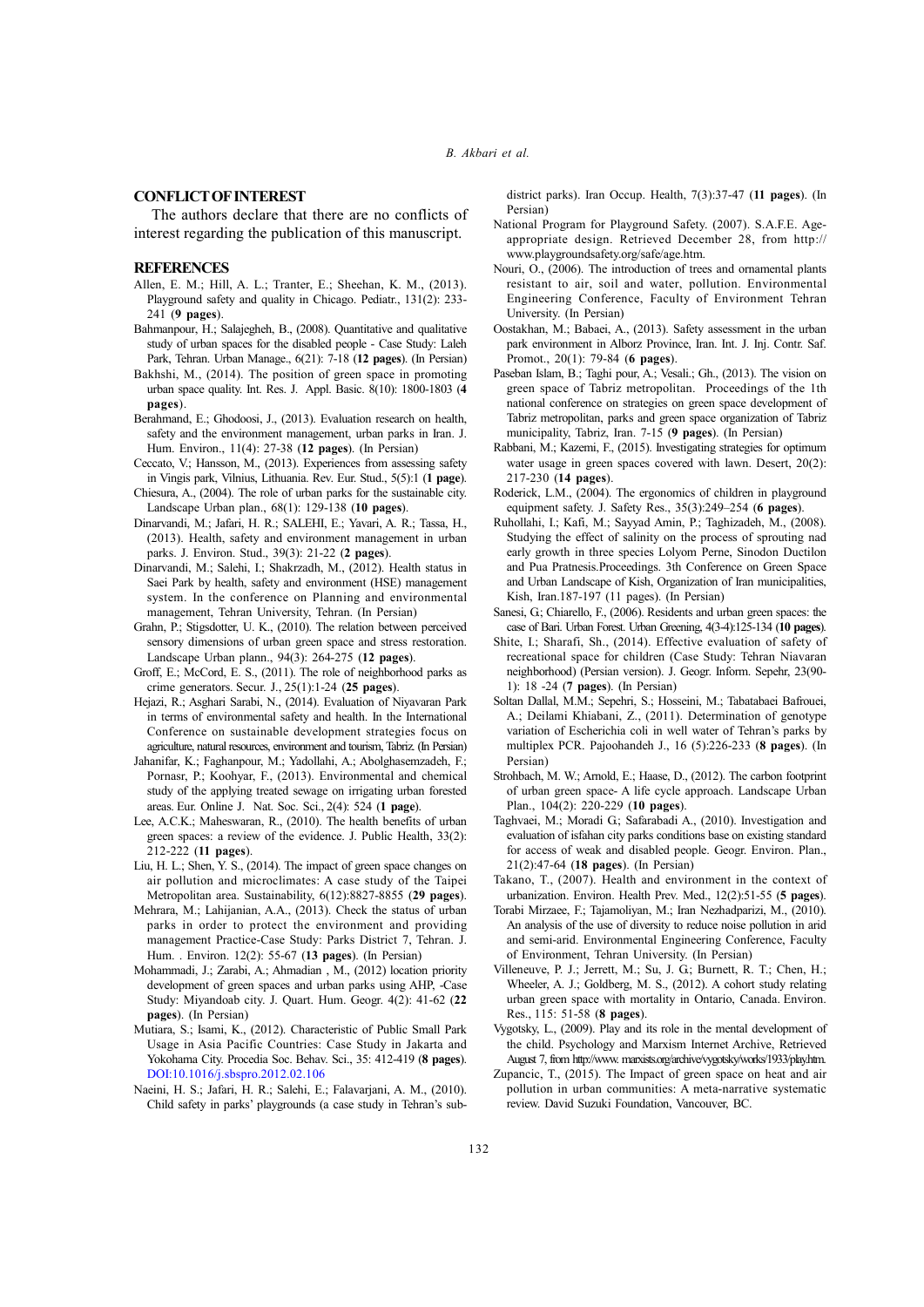## CONFLICT OF INTEREST

The authors declare that there are no conflicts of interest regarding the publication of this manuscript.

## REFERENCES

Allen, E. M.; Hill, A. L.; Tranter, E.; Sheehan, K. M., (2013). Playground safety and quality in Chicago. Pediatr., 131(2): 233-241 (**9 pages**).

Bahmanpour, H.; Salajegheh, B., (2008). Quantitative and qualitative study of urban spaces for the disabled people - Case Study: Laleh Park, Tehran. Urban Manage., 6(21): 7-18 (**12 pages**). (In Persian)

Bakhshi, M., (2014). The position of green space in promoting urban space quality. Int. Res. J. Appl. Basic. 8(10): 1800-1803 (**4 pages**).

Berahmand, E.; Ghodoosi, J., (2013). Evaluation research on health, safety and the environment management, urban parks in Iran. J. Hum. Environ., 11(4): 27-38 (**12 pages**). (In Persian)

Ceccato, V.; Hansson, M., (2013). Experiences from assessing safety in Vingis park, Vilnius, Lithuania. Rev. Eur. Stud., 5(5):1 (**1 page**).

Chiesura, A., (2004). The role of urban parks for the sustainable city. Landscape Urban plan., 68(1): 129-138 (**10 pages**).

Dinarvandi, M.; Jafari, H. R.; SALEHI, E.; Yavari, A. R.; Tassa, H., (2013). Health, safety and environment management in urban parks. J. Environ. Stud., 39(3): 21-22 (**2 pages**).

Dinarvandi, M.; Salehi, I.; Shakrzadh, M., (2012). Health status in Saei Park by health, safety and environment (HSE) management system. In the conference on Planning and environmental management, Tehran University, Tehran. (In Persian)

Grahn, P.; Stigsdotter, U. K., (2010). The relation between perceived sensory dimensions of urban green space and stress restoration. Landscape Urban plann., 94(3): 264-275 (**12 pages**).

Groff, E.; McCord, E. S., (2011). The role of neighborhood parks as crime generators. Secur. J., 25(1):1-24 (**25 pages**).

Hejazi, R.; Asghari Sarabi, N., (2014). Evaluation of Niyavaran Park in terms of environmental safety and health. In the International Conference on sustainable development strategies focus on agriculture, natural resources, environment and tourism, Tabriz. (In Persian)

Jahanifar, K.; Faghanpour, M.; Yadollahi, A.; Abolghasemzadeh, F.; Pornasr, P.; Koohyar, F., (2013). Environmental and chemical study of the applying treated sewage on irrigating urban forested areas. Eur. Online J. Nat. Soc. Sci., 2(4): 524 (**1 page**).

Lee, A.C.K.; Maheswaran, R., (2010). The health benefits of urban green spaces: a review of the evidence. J. Public Health, 33(2): 212-222 (**11 pages**).

Liu, H. L.; Shen, Y. S., (2014). The impact of green space changes on air pollution and microclimates: A case study of the Taipei Metropolitan area. Sustainability, 6(12):8827-8855 (**29 pages**).

Mehrara, M.; Lahijanian, A.A., (2013). Check the status of urban parks in order to protect the environment and providing management Practice-Case Study: Parks District 7, Tehran. J. Hum. . Environ. 12(2): 55-67 (**13 pages**). (In Persian)

Mohammadi, J.; Zarabi, A.; Ahmadian , M., (2012) location priority development of green spaces and urban parks using AHP, -Case Study: Miyandoab city. J. Quart. Hum. Geogr. 4(2): 41-62 (**22 pages**). (In Persian)

Mutiara, S.; Isami, K., (2012). Characteristic of Public Small Park Usage in Asia Pacific Countries: Case Study in Jakarta and Yokohama City. Procedia Soc. Behav. Sci., 35: 412-419 (**8 pages**). DOI:10.1016/j.sbspro.2012.02.106

Naeini, H. S.; Jafari, H. R.; Salehi, E.; Falavarjani, A. M., (2010). Child safety in parks' playgrounds (a case study in Tehran's sub-district parks). Iran Occup. Health, 7(3):37-47 (**11 pages**). (In Persian)

National Program for Playground Safety. (2007). S.A.F.E. Age-appropriate design. Retrieved December 28, from http://www.playgroundsafety.org/safe/age.htm.

Nouri, O., (2006). The introduction of trees and ornamental plants resistant to air, soil and water, pollution. Environmental Engineering Conference, Faculty of Environment Tehran University. (In Persian)

Oostakhan, M.; Babaei, A., (2013). Safety assessment in the urban park environment in Alborz Province, Iran. Int. J. Inj. Contr. Saf. Promot., 20(1): 79-84 (**6 pages**).

Paseban Islam, B.; Taghi pour, A.; Vesali.; Gh., (2013). The vision on green space of Tabriz metropolitan. Proceedings of the 1th national conference on strategies on green space development of Tabriz metropolitan, parks and green space organization of Tabriz municipality, Tabriz, Iran. 7-15 (**9 pages**). (In Persian)

Rabbani, M.; Kazemi, F., (2015). Investigating strategies for optimum water usage in green spaces covered with lawn. Desert, 20(2): 217-230 (**14 pages**).

Roderick, L.M., (2004). The ergonomics of children in playground equipment safety. J. Safety Res., 35(3):249–254 (**6 pages**).

Ruhollahi, I.; Kafi, M.; Sayyad Amin, P.; Taghizadeh, M., (2008). Studying the effect of salinity on the process of sprouting nad early growth in three species Lolyom Perne, Sinodon Ductilon and Pua Pratnesis.Proceedings. 3th Conference on Green Space and Urban Landscape of Kish, Organization of Iran municipalities, Kish, Iran.187-197 (11 pages). (In Persian)

Sanesi, G.; Chiarello, F., (2006). Residents and urban green spaces: the case of Bari. Urban Forest. Urban Greening, 4(3-4):125-134 (**10 pages**).

Shite, I.; Sharafi, Sh., (2014). Effective evaluation of safety of recreational space for children (Case Study: Tehran Niavaran neighborhood) (Persian version). J. Geogr. Inform. Sepehr, 23(90-1): 18 -24 (**7 pages**). (In Persian)

Soltan Dallal, M.M.; Sepehri, S.; Hosseini, M.; Tabatabaei Bafrouei, A.; Deilami Khiabani, Z., (2011). Determination of genotype variation of Escherichia coli in well water of Tehran's parks by multiplex PCR. Pajoohandeh J., 16 (5):226-233 (**8 pages**). (In Persian)

Strohbach, M. W.; Arnold, E.; Haase, D., (2012). The carbon footprint of urban green space- A life cycle approach. Landscape Urban Plan., 104(2): 220-229 (**10 pages**).

Taghvaei, M.; Moradi G.; Safarabadi A., (2010). Investigation and evaluation of isfahan city parks conditions base on existing standard for access of weak and disabled people. Geogr. Environ. Plan., 21(2):47-64 (**18 pages**). (In Persian)

Takano, T., (2007). Health and environment in the context of urbanization. Environ. Health Prev. Med., 12(2):51-55 (**5 pages**).

Torabi Mirzaee, F.; Tajamoliyan, M.; Iran Nezhadparizi, M., (2010). An analysis of the use of diversity to reduce noise pollution in arid and semi-arid. Environmental Engineering Conference, Faculty of Environment, Tehran University. (In Persian)

Villeneuve, P. J.; Jerrett, M.; Su, J. G.; Burnett, R. T.; Chen, H.; Wheeler, A. J.; Goldberg, M. S., (2012). A cohort study relating urban green space with mortality in Ontario, Canada. Environ. Res., 115: 51-58 (**8 pages**).

Vygotsky, L., (2009). Play and its role in the mental development of the child. Psychology and Marxism Internet Archive, Retrieved August 7, from http://www.marxists.org/archive/vygotsky/works/1933/play.htm.

Zupancic, T., (2015). The Impact of green space on heat and air pollution in urban communities: A meta-narrative systematic review. David Suzuki Foundation, Vancouver, BC.